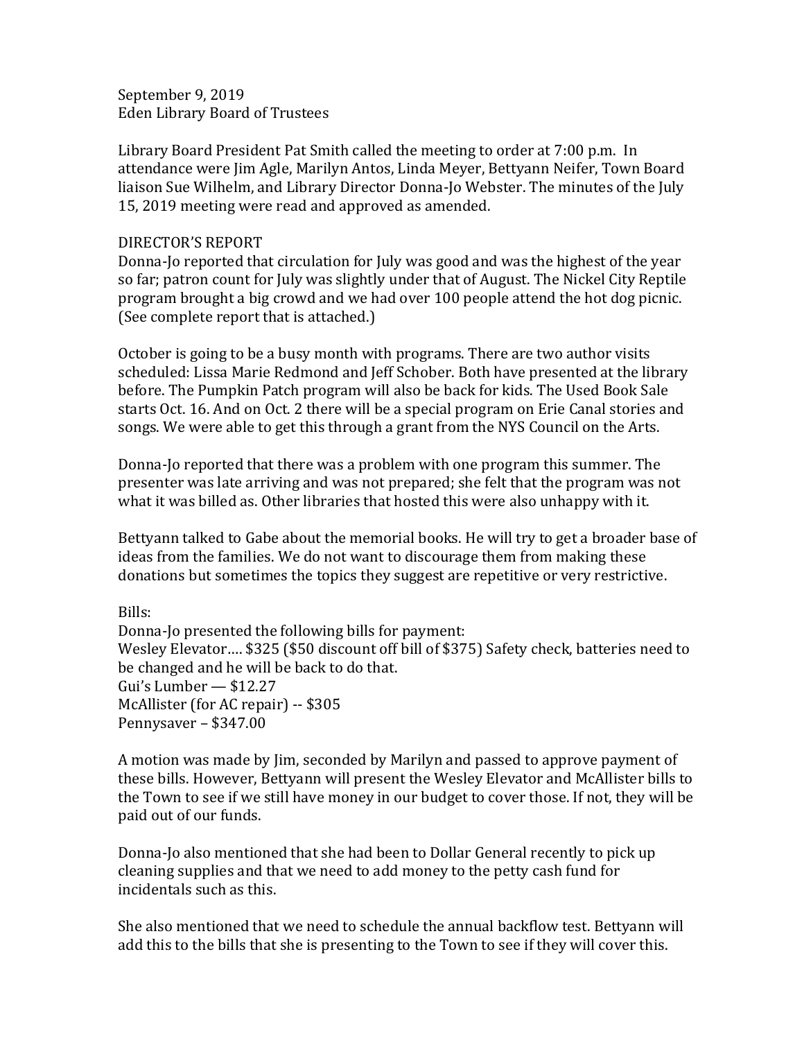September 9, 2019
Eden Library Board of Trustees

Library Board President Pat Smith called the meeting to order at 7:00 p.m. In attendance were Jim Agle, Marilyn Antos, Linda Meyer, Bettyann Neifer, Town Board liaison Sue Wilhelm, and Library Director Donna-Jo Webster. The minutes of the July 15, 2019 meeting were read and approved as amended.

DIRECTOR'S REPORT

Donna-Jo reported that circulation for July was good and was the highest of the year so far; patron count for July was slightly under that of August. The Nickel City Reptile program brought a big crowd and we had over 100 people attend the hot dog picnic. (See complete report that is attached.)

October is going to be a busy month with programs. There are two author visits scheduled: Lissa Marie Redmond and Jeff Schober. Both have presented at the library before. The Pumpkin Patch program will also be back for kids. The Used Book Sale starts Oct. 16. And on Oct. 2 there will be a special program on Erie Canal stories and songs. We were able to get this through a grant from the NYS Council on the Arts.

Donna-Jo reported that there was a problem with one program this summer. The presenter was late arriving and was not prepared; she felt that the program was not what it was billed as. Other libraries that hosted this were also unhappy with it.

Bettyann talked to Gabe about the memorial books. He will try to get a broader base of ideas from the families. We do not want to discourage them from making these donations but sometimes the topics they suggest are repetitive or very restrictive.

Bills:

Donna-Jo presented the following bills for payment:
Wesley Elevator.... $325 ($50 discount off bill of $375) Safety check, batteries need to be changed and he will be back to do that.
Gui's Lumber — $12.27
McAllister (for AC repair) -- $305
Pennysaver – $347.00

A motion was made by Jim, seconded by Marilyn and passed to approve payment of these bills. However, Bettyann will present the Wesley Elevator and McAllister bills to the Town to see if we still have money in our budget to cover those. If not, they will be paid out of our funds.

Donna-Jo also mentioned that she had been to Dollar General recently to pick up cleaning supplies and that we need to add money to the petty cash fund for incidentals such as this.

She also mentioned that we need to schedule the annual backflow test. Bettyann will add this to the bills that she is presenting to the Town to see if they will cover this.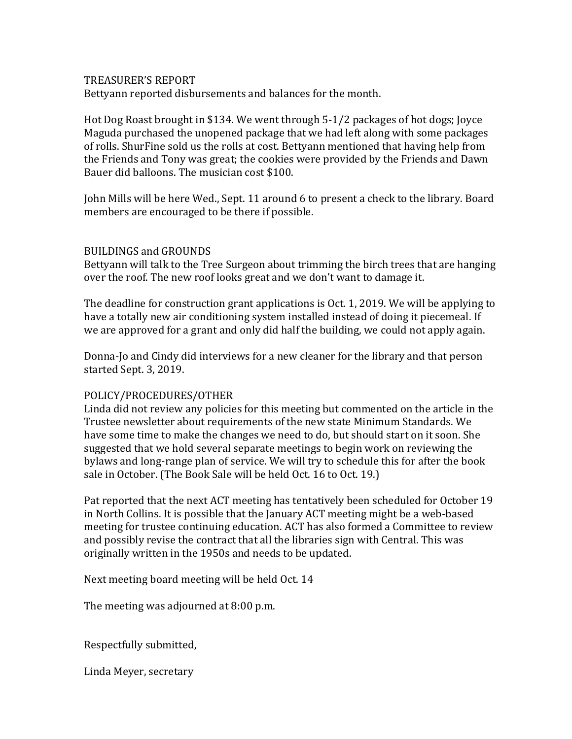## TREASURER'S REPORT

Bettyann reported disbursements and balances for the month.

Hot Dog Roast brought in $134. We went through 5-1/2 packages of hot dogs; Joyce Maguda purchased the unopened package that we had left along with some packages of rolls. ShurFine sold us the rolls at cost. Bettyann mentioned that having help from the Friends and Tony was great; the cookies were provided by the Friends and Dawn Bauer did balloons. The musician cost $100.

John Mills will be here Wed., Sept. 11 around 6 to present a check to the library. Board members are encouraged to be there if possible.

## BUILDINGS and GROUNDS

Bettyann will talk to the Tree Surgeon about trimming the birch trees that are hanging over the roof. The new roof looks great and we don't want to damage it.

The deadline for construction grant applications is Oct. 1, 2019. We will be applying to have a totally new air conditioning system installed instead of doing it piecemeal. If we are approved for a grant and only did half the building, we could not apply again.

Donna-Jo and Cindy did interviews for a new cleaner for the library and that person started Sept. 3, 2019.

## POLICY/PROCEDURES/OTHER

Linda did not review any policies for this meeting but commented on the article in the Trustee newsletter about requirements of the new state Minimum Standards. We have some time to make the changes we need to do, but should start on it soon. She suggested that we hold several separate meetings to begin work on reviewing the bylaws and long-range plan of service. We will try to schedule this for after the book sale in October. (The Book Sale will be held Oct. 16 to Oct. 19.)

Pat reported that the next ACT meeting has tentatively been scheduled for October 19 in North Collins. It is possible that the January ACT meeting might be a web-based meeting for trustee continuing education. ACT has also formed a Committee to review and possibly revise the contract that all the libraries sign with Central. This was originally written in the 1950s and needs to be updated.

Next meeting board meeting will be held Oct. 14

The meeting was adjourned at 8:00 p.m.

Respectfully submitted,

Linda Meyer, secretary